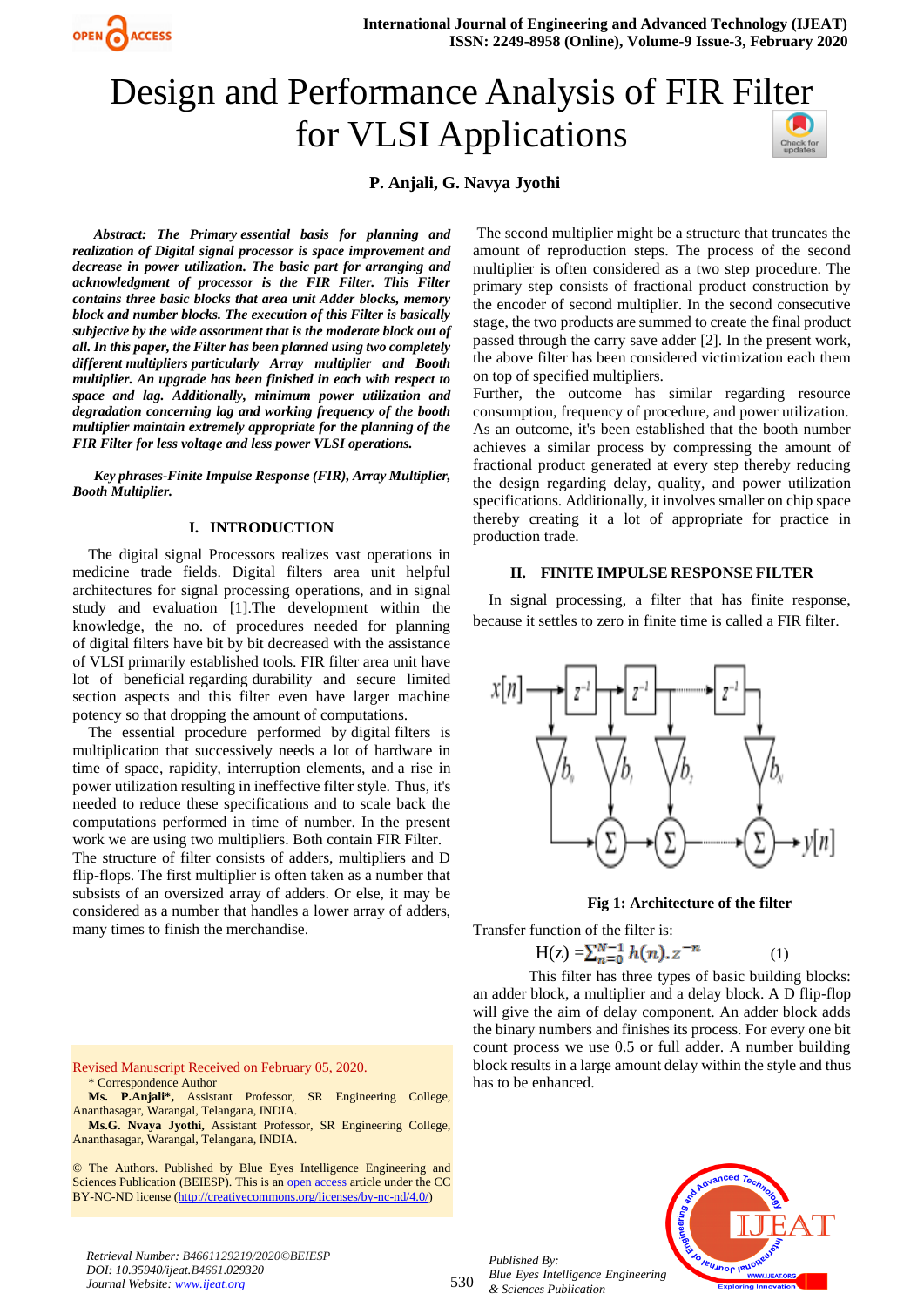# Design and Performance Analysis of FIR Filter for VLSI Applications

**P. Anjali, G. Navya Jyothi**

***Abstract:*** ***The Primary essential basis for planning and realization of Digital signal processor is space improvement and decrease in power utilization. The basic part for arranging and acknowledgment of processor is the FIR Filter. This Filter contains three basic blocks that area unit Adder blocks, memory block and number blocks. The execution of this Filter is basically subjective by the wide assortment that is the moderate block out of all. In this paper, the Filter has been planned using two completely different multipliers particularly Array multiplier and Booth multiplier. An upgrade has been finished in each with respect to space and lag. Additionally, minimum power utilization and degradation concerning lag and working frequency of the booth multiplier maintain extremely appropriate for the planning of the FIR Filter for less voltage and less power VLSI operations.***

***Key phrases-Finite Impulse Response (FIR), Array Multiplier, Booth Multiplier.***

## I. INTRODUCTION

The digital signal Processors realizes vast operations in medicine trade fields. Digital filters area unit helpful architectures for signal processing operations, and in signal study and evaluation [1].The development within the knowledge, the no. of procedures needed for planning of digital filters have bit by bit decreased with the assistance of VLSI primarily established tools. FIR filter area unit have lot of beneficial regarding durability and secure limited section aspects and this filter even have larger machine potency so that dropping the amount of computations.

The essential procedure performed by digital filters is multiplication that successively needs a lot of hardware in time of space, rapidity, interruption elements, and a rise in power utilization resulting in ineffective filter style. Thus, it's needed to reduce these specifications and to scale back the computations performed in time of number. In the present work we are using two multipliers. Both contain FIR Filter.

The structure of filter consists of adders, multipliers and D flip-flops. The first multiplier is often taken as a number that subsists of an oversized array of adders. Or else, it may be considered as a number that handles a lower array of adders, many times to finish the merchandise.

The second multiplier might be a structure that truncates the amount of reproduction steps. The process of the second multiplier is often considered as a two step procedure. The primary step consists of fractional product construction by the encoder of second multiplier. In the second consecutive stage, the two products are summed to create the final product passed through the carry save adder [2]. In the present work, the above filter has been considered victimization each them on top of specified multipliers.

Further, the outcome has similar regarding resource consumption, frequency of procedure, and power utilization. As an outcome, it's been established that the booth number achieves a similar process by compressing the amount of fractional product generated at every step thereby reducing the design regarding delay, quality, and power utilization specifications. Additionally, it involves smaller on chip space thereby creating it a lot of appropriate for practice in production trade.

## II. FINITE IMPULSE RESPONSE FILTER

In signal processing, a filter that has finite response, because it settles to zero in finite time is called a FIR filter.

**Fig 1: Architecture of the filter**

Transfer function of the filter is:

$$H(z) = \sum_{n=0}^{N-1} h(n).z^{-n} \quad (1)$$

This filter has three types of basic building blocks: an adder block, a multiplier and a delay block. A D flip-flop will give the aim of delay component. An adder block adds the binary numbers and finishes its process. For every one bit count process we use 0.5 or full adder. A number building block results in a large amount delay within the style and thus has to be enhanced.

Revised Manuscript Received on February 05, 2020.

\* Correspondence Author

**Ms. P.Anjali\***, Assistant Professor, SR Engineering College, Ananthasagar, Warangal, Telangana, INDIA.

**Ms.G. Nvaya Jyothi,** Assistant Professor, SR Engineering College, Ananthasagar, Warangal, Telangana, INDIA.

© The Authors. Published by Blue Eyes Intelligence Engineering and Sciences Publication (BEIESP). This is an open access article under the CC BY-NC-ND license (http://creativecommons.org/licenses/by-nc-nd/4.0/)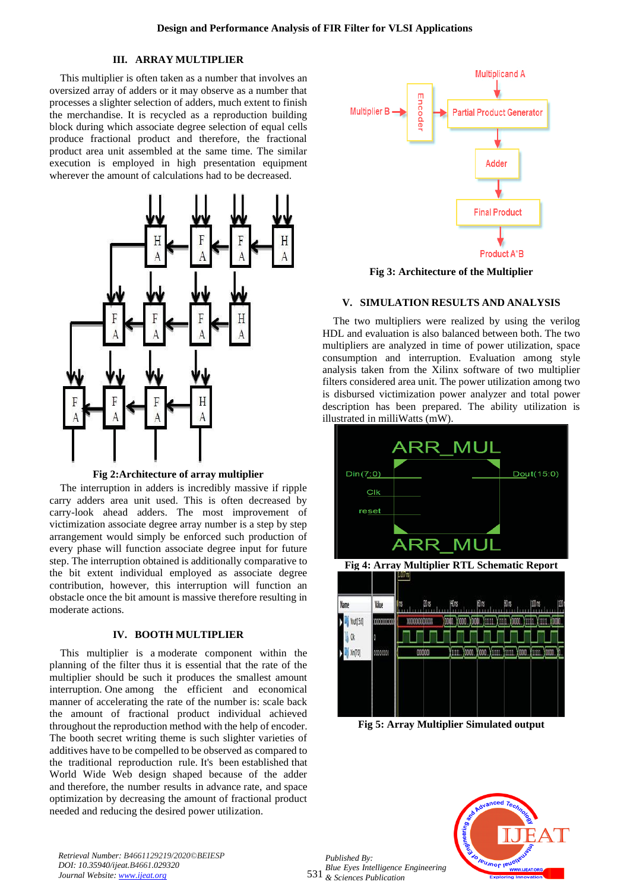## III. ARRAY MULTIPLIER

This multiplier is often taken as a number that involves an oversized array of adders or it may observe as a number that processes a slighter selection of adders, much extent to finish the merchandise. It is recycled as a reproduction building block during which associate degree selection of equal cells produce fractional product and therefore, the fractional product area unit assembled at the same time. The similar execution is employed in high presentation equipment wherever the amount of calculations had to be decreased.

**Fig 2:Architecture of array multiplier**

The interruption in adders is incredibly massive if ripple carry adders area unit used. This is often decreased by carry-look ahead adders. The most improvement of victimization associate degree array number is a step by step arrangement would simply be enforced such production of every phase will function associate degree input for future step. The interruption obtained is additionally comparative to the bit extent individual employed as associate degree contribution, however, this interruption will function an obstacle once the bit amount is massive therefore resulting in moderate actions.

## IV. BOOTH MULTIPLIER

This multiplier is a moderate component within the planning of the filter thus it is essential that the rate of the multiplier should be such it produces the smallest amount interruption. One among the efficient and economical manner of accelerating the rate of the number is: scale back the amount of fractional product individual achieved throughout the reproduction method with the help of encoder. The booth secret writing theme is such slighter varieties of additives have to be compelled to be observed as compared to the traditional reproduction rule. It's been established that World Wide Web design shaped because of the adder and therefore, the number results in advance rate, and space optimization by decreasing the amount of fractional product needed and reducing the desired power utilization.

**Fig 3: Architecture of the Multiplier**

## V. SIMULATION RESULTS AND ANALYSIS

The two multipliers were realized by using the verilog HDL and evaluation is also balanced between both. The two multipliers are analyzed in time of power utilization, space consumption and interruption. Evaluation among style analysis taken from the Xilinx software of two multiplier filters considered area unit. The power utilization among two is disbursed victimization power analyzer and total power description has been prepared. The ability utilization is illustrated in milliWatts (mW).

**Fig 4: Array Multiplier RTL Schematic Report**

**Fig 5: Array Multiplier Simulated output**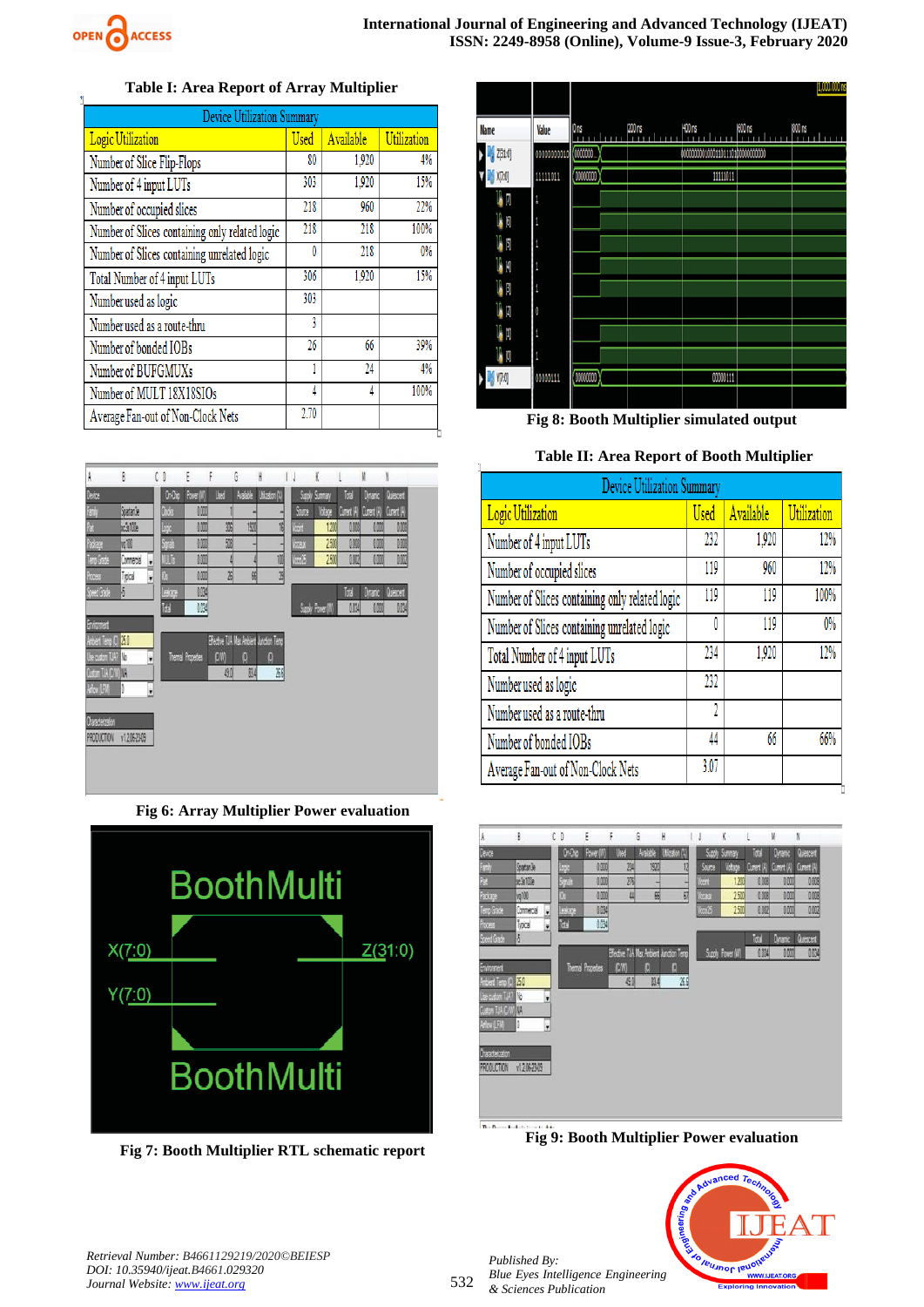**Table I: Area Report of Array Multiplier**

| Device Utilization Summary | | | |
|---|---|---|---|
| Logic Utilization | Used | Available | Utilization |
| Number of Slice Flip-Flops | 80 | 1,920 | 4% |
| Number of 4 input LUTs | 303 | 1,920 | 15% |
| Number of occupied slices | 218 | 960 | 22% |
| Number of Slices containing only related logic | 218 | 218 | 100% |
| Number of Slices containing unrelated logic | 0 | 218 | 0% |
| Total Number of 4 input LUTs | 306 | 1,920 | 15% |
| Number used as logic | 303 | | |
| Number used as a route-thru | 3 | | |
| Number of bonded IOBs | 26 | 66 | 39% |
| Number of BUFGMUXs | 1 | 24 | 4% |
| Number of MULT 18X18SIOs | 4 | 4 | 100% |
| Average Fan-out of Non-Clock Nets | 2.70 | | |

Fig 6: Array Multiplier Power evaluation

Fig 7: Booth Multiplier RTL schematic report

Fig 8: Booth Multiplier simulated output

**Table II: Area Report of Booth Multiplier**

| Device Utilization Summary | | | |
|---|---|---|---|
| Logic Utilization | Used | Available | Utilization |
| Number of 4 input LUTs | 232 | 1,920 | 12% |
| Number of occupied slices | 119 | 960 | 12% |
| Number of Slices containing only related logic | 119 | 119 | 100% |
| Number of Slices containing unrelated logic | 0 | 119 | 0% |
| Total Number of 4 input LUTs | 234 | 1,920 | 12% |
| Number used as logic | 232 | | |
| Number used as a route-thru | 2 | | |
| Number of bonded IOBs | 44 | 66 | 66% |
| Average Fan-out of Non-Clock Nets | 3.07 | | |

Fig 9: Booth Multiplier Power evaluation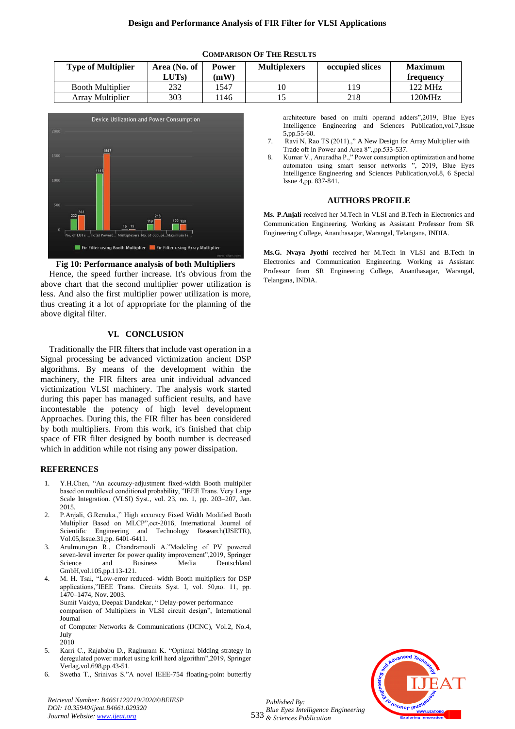**COMPARISON OF THE RESULTS**

| Type of Multiplier | Area (No. of LUTs) | Power (mW) | Multiplexers | occupied slices | Maximum frequency |
|---|---|---|---|---|---|
| Booth Multiplier | 232 | 1547 | 10 | 119 | 122 MHz |
| Array Multiplier | 303 | 1146 | 15 | 218 | 120MHz |

Device Utilization and Power Consumption

2000
1500
1000
500
0

232 303 1146 1547 10 15 119 218 122 120

No. of LUTs | Total Power(... | Multiplexers | No. of occupi... | Maximum Fr...

Fir Filter using Booth Multiplier | Fir Filter using Array Multiplier

meta-chart.com

**Fig 10: Performance analysis of both Multipliers**

Hence, the speed further increase. It's obvious from the above chart that the second multiplier power utilization is less. And also the first multiplier power utilization is more, thus creating it a lot of appropriate for the planning of the above digital filter.

## VI. CONCLUSION

Traditionally the FIR filters that include vast operation in a Signal processing be advanced victimization ancient DSP algorithms. By means of the development within the machinery, the FIR filters area unit individual advanced victimization VLSI machinery. The analysis work started during this paper has managed sufficient results, and have incontestable the potency of high level development Approaches. During this, the FIR filter has been considered by both multipliers. From this work, it's finished that chip space of FIR filter designed by booth number is decreased which in addition while not rising any power dissipation.

## REFERENCES

1. Y.H.Chen, "An accuracy-adjustment fixed-width Booth multiplier based on multilevel conditional probability, "IEEE Trans. Very Large Scale Integration. (VLSI) Syst., vol. 23, no. 1, pp. 203–207, Jan. 2015.
2. P.Anjali, G.Renuka.," High accuracy Fixed Width Modified Booth Multiplier Based on MLCP",oct-2016, International Journal of Scientific Engineering and Technology Research(IJSETR), Vol.05,Issue.31,pp. 6401-6411.
3. Arulmurugan R., Chandramouli A."Modeling of PV powered seven-level inverter for power quality improvement",2019, Springer Science and Business Media Deutschland GmbH,vol.105,pp.113-121.
4. M. H. Tsai, "Low-error reduced- width Booth multipliers for DSP applications,"IEEE Trans. Circuits Syst. I, vol. 50,no. 11, pp. 1470–1474, Nov. 2003.
   Sumit Vaidya, Deepak Dandekar, " Delay-power performance comparison of Multipliers in VLSI circuit design", International Journal of Computer Networks & Communications (IJCNC), Vol.2, No.4, July 2010
5. Karri C., Rajababu D., Raghuram K. "Optimal bidding strategy in deregulated power market using krill herd algorithm",2019, Springer Verlag,vol.698,pp.43-51.
6. Swetha T., Srinivas S."A novel IEEE-754 floating-point butterfly architecture based on multi operand adders",2019, Blue Eyes Intelligence Engineering and Sciences Publication,vol.7,Issue 5,pp.55-60.
7. Ravi N, Rao TS (2011).," A New Design for Array Multiplier with Trade off in Power and Area 8".,pp.533-537.
8. Kumar V., Anuradha P.," Power consumption optimization and home automaton using smart sensor networks ", 2019, Blue Eyes Intelligence Engineering and Sciences Publication,vol.8, 6 Special Issue 4,pp. 837-841.

## AUTHORS PROFILE

**Ms. P.Anjali** received her M.Tech in VLSI and B.Tech in Electronics and Communication Engineering. Working as Assistant Professor from SR Engineering College, Ananthasagar, Warangal, Telangana, INDIA.

**Ms.G. Nvaya Jyothi** received her M.Tech in VLSI and B.Tech in Electronics and Communication Engineering. Working as Assistant Professor from SR Engineering College, Ananthasagar, Warangal, Telangana, INDIA.